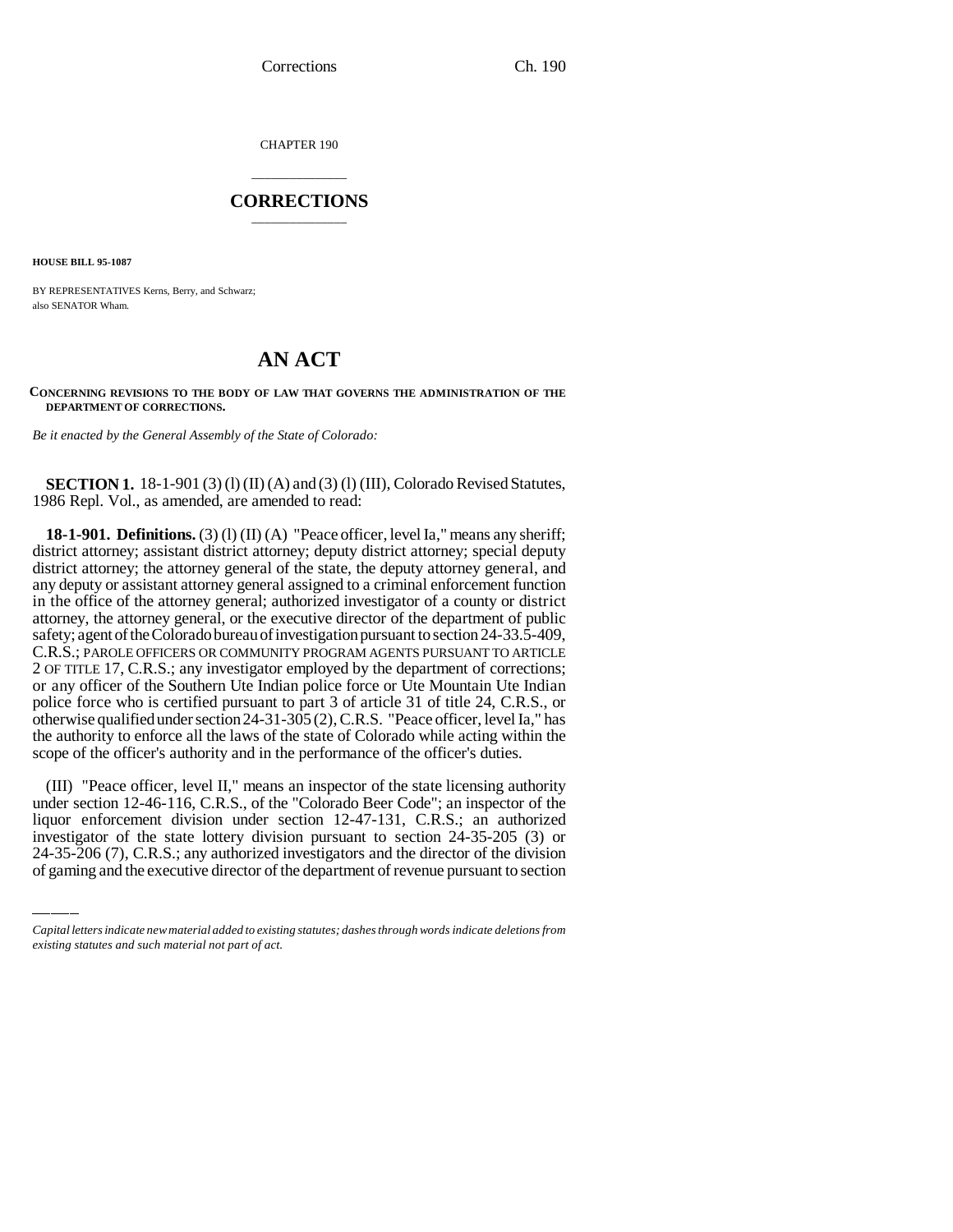CHAPTER 190

# CORRECTIONS

**HOUSE BILL 95-1087**

BY REPRESENTATIVES Kerns, Berry, and Schwarz;
also SENATOR Wham.

# AN ACT

**CONCERNING REVISIONS TO THE BODY OF LAW THAT GOVERNS THE ADMINISTRATION OF THE DEPARTMENT OF CORRECTIONS.**

*Be it enacted by the General Assembly of the State of Colorado:*

**SECTION 1.** 18-1-901 (3) (l) (II) (A) and (3) (l) (III), Colorado Revised Statutes, 1986 Repl. Vol., as amended, are amended to read:

**18-1-901. Definitions.** (3) (l) (II) (A) "Peace officer, level Ia," means any sheriff; district attorney; assistant district attorney; deputy district attorney; special deputy district attorney; the attorney general of the state, the deputy attorney general, and any deputy or assistant attorney general assigned to a criminal enforcement function in the office of the attorney general; authorized investigator of a county or district attorney, the attorney general, or the executive director of the department of public safety; agent of the Colorado bureau of investigation pursuant to section 24-33.5-409, C.R.S.; PAROLE OFFICERS OR COMMUNITY PROGRAM AGENTS PURSUANT TO ARTICLE 2 OF TITLE 17, C.R.S.; any investigator employed by the department of corrections; or any officer of the Southern Ute Indian police force or Ute Mountain Ute Indian police force who is certified pursuant to part 3 of article 31 of title 24, C.R.S., or otherwise qualified under section 24-31-305 (2), C.R.S. "Peace officer, level Ia," has the authority to enforce all the laws of the state of Colorado while acting within the scope of the officer's authority and in the performance of the officer's duties.

(III) "Peace officer, level II," means an inspector of the state licensing authority under section 12-46-116, C.R.S., of the "Colorado Beer Code"; an inspector of the liquor enforcement division under section 12-47-131, C.R.S.; an authorized investigator of the state lottery division pursuant to section 24-35-205 (3) or 24-35-206 (7), C.R.S.; any authorized investigators and the director of the division of gaming and the executive director of the department of revenue pursuant to section

*Capital letters indicate new material added to existing statutes; dashes through words indicate deletions from existing statutes and such material not part of act.*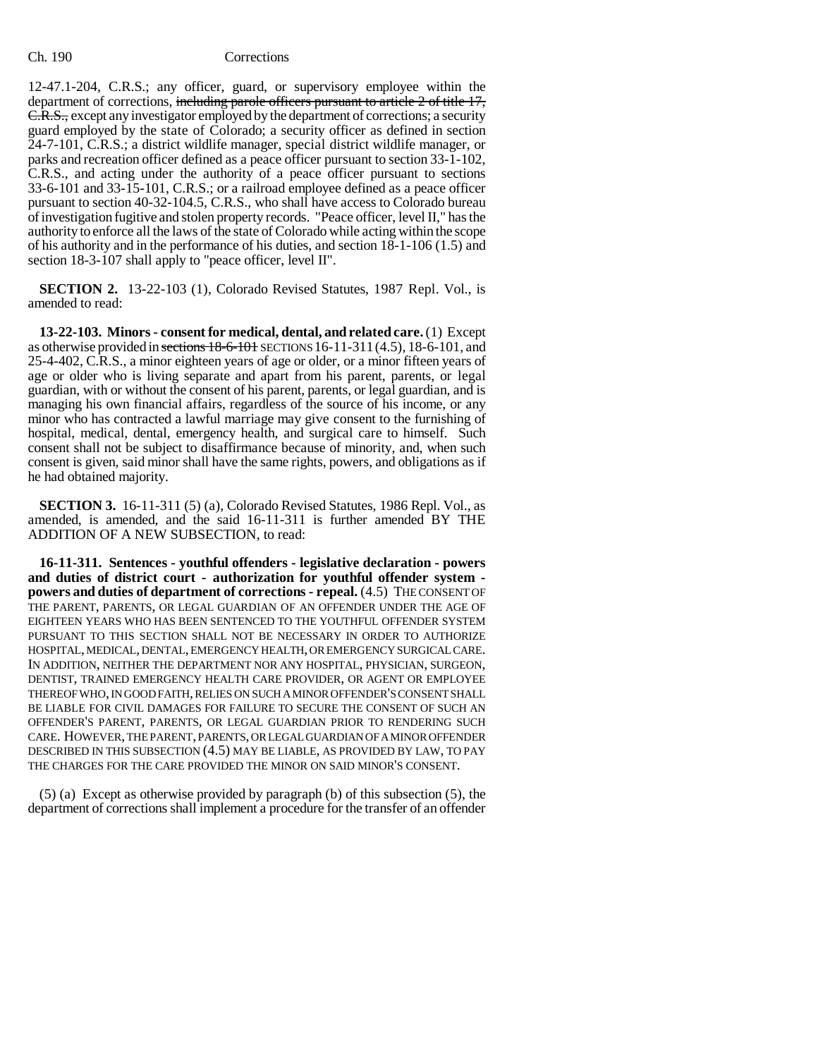12-47.1-204, C.R.S.; any officer, guard, or supervisory employee within the department of corrections, ~~including parole officers pursuant to article 2 of title 17, C.R.S.,~~ except any investigator employed by the department of corrections; a security guard employed by the state of Colorado; a security officer as defined in section 24-7-101, C.R.S.; a district wildlife manager, special district wildlife manager, or parks and recreation officer defined as a peace officer pursuant to section 33-1-102, C.R.S., and acting under the authority of a peace officer pursuant to sections 33-6-101 and 33-15-101, C.R.S.; or a railroad employee defined as a peace officer pursuant to section 40-32-104.5, C.R.S., who shall have access to Colorado bureau of investigation fugitive and stolen property records. "Peace officer, level II," has the authority to enforce all the laws of the state of Colorado while acting within the scope of his authority and in the performance of his duties, and section 18-1-106 (1.5) and section 18-3-107 shall apply to "peace officer, level II".

**SECTION 2.** 13-22-103 (1), Colorado Revised Statutes, 1987 Repl. Vol., is amended to read:

**13-22-103. Minors - consent for medical, dental, and related care.** (1) Except as otherwise provided in ~~sections 18-6-101~~ SECTIONS 16-11-311 (4.5), 18-6-101, and 25-4-402, C.R.S., a minor eighteen years of age or older, or a minor fifteen years of age or older who is living separate and apart from his parent, parents, or legal guardian, with or without the consent of his parent, parents, or legal guardian, and is managing his own financial affairs, regardless of the source of his income, or any minor who has contracted a lawful marriage may give consent to the furnishing of hospital, medical, dental, emergency health, and surgical care to himself. Such consent shall not be subject to disaffirmance because of minority, and, when such consent is given, said minor shall have the same rights, powers, and obligations as if he had obtained majority.

**SECTION 3.** 16-11-311 (5) (a), Colorado Revised Statutes, 1986 Repl. Vol., as amended, is amended, and the said 16-11-311 is further amended BY THE ADDITION OF A NEW SUBSECTION, to read:

**16-11-311. Sentences - youthful offenders - legislative declaration - powers and duties of district court - authorization for youthful offender system - powers and duties of department of corrections - repeal.** (4.5) THE CONSENT OF THE PARENT, PARENTS, OR LEGAL GUARDIAN OF AN OFFENDER UNDER THE AGE OF EIGHTEEN YEARS WHO HAS BEEN SENTENCED TO THE YOUTHFUL OFFENDER SYSTEM PURSUANT TO THIS SECTION SHALL NOT BE NECESSARY IN ORDER TO AUTHORIZE HOSPITAL, MEDICAL, DENTAL, EMERGENCY HEALTH, OR EMERGENCY SURGICAL CARE. IN ADDITION, NEITHER THE DEPARTMENT NOR ANY HOSPITAL, PHYSICIAN, SURGEON, DENTIST, TRAINED EMERGENCY HEALTH CARE PROVIDER, OR AGENT OR EMPLOYEE THEREOF WHO, IN GOOD FAITH, RELIES ON SUCH A MINOR OFFENDER'S CONSENT SHALL BE LIABLE FOR CIVIL DAMAGES FOR FAILURE TO SECURE THE CONSENT OF SUCH AN OFFENDER'S PARENT, PARENTS, OR LEGAL GUARDIAN PRIOR TO RENDERING SUCH CARE. HOWEVER, THE PARENT, PARENTS, OR LEGAL GUARDIAN OF A MINOR OFFENDER DESCRIBED IN THIS SUBSECTION (4.5) MAY BE LIABLE, AS PROVIDED BY LAW, TO PAY THE CHARGES FOR THE CARE PROVIDED THE MINOR ON SAID MINOR'S CONSENT.

(5) (a) Except as otherwise provided by paragraph (b) of this subsection (5), the department of corrections shall implement a procedure for the transfer of an offender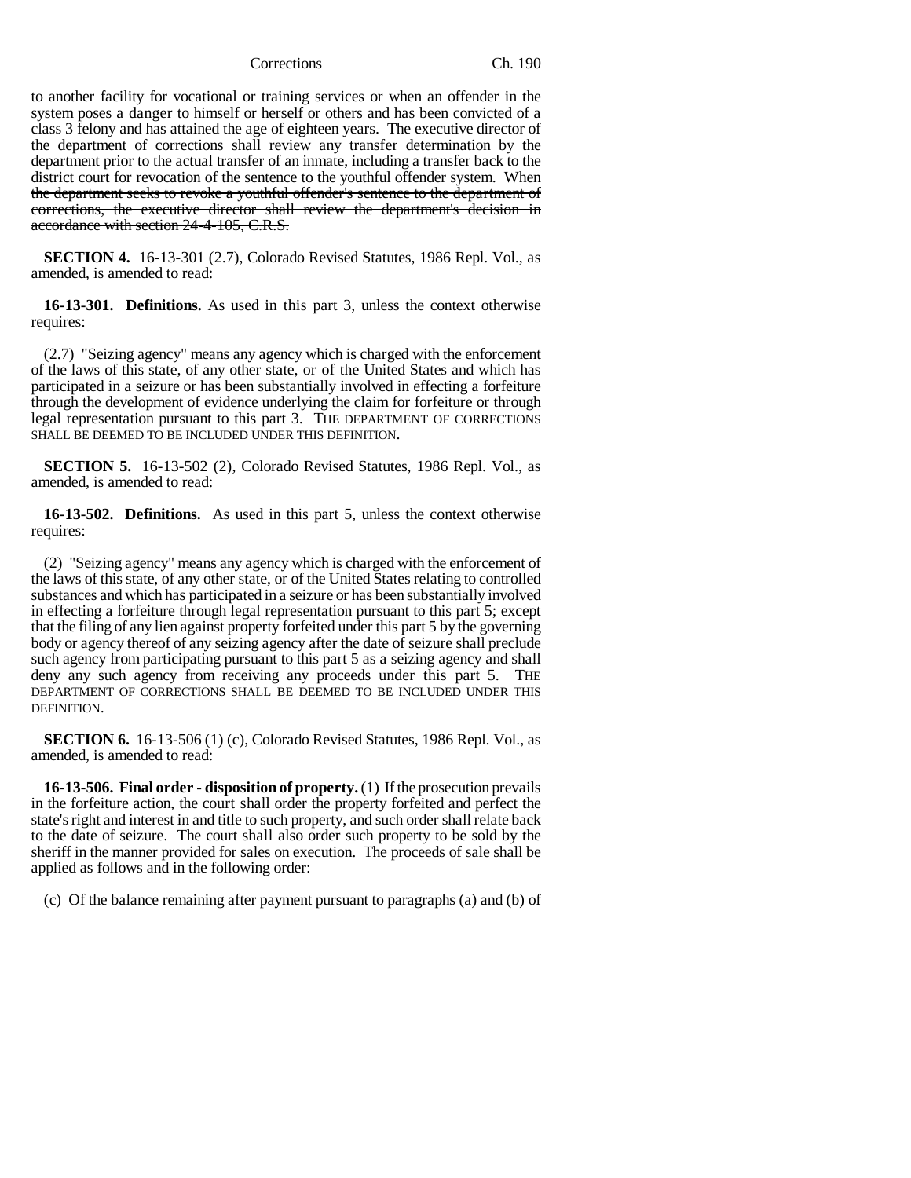to another facility for vocational or training services or when an offender in the system poses a danger to himself or herself or others and has been convicted of a class 3 felony and has attained the age of eighteen years. The executive director of the department of corrections shall review any transfer determination by the department prior to the actual transfer of an inmate, including a transfer back to the district court for revocation of the sentence to the youthful offender system. ~~When the department seeks to revoke a youthful offender's sentence to the department of corrections, the executive director shall review the department's decision in accordance with section 24-4-105, C.R.S.~~

**SECTION 4.** 16-13-301 (2.7), Colorado Revised Statutes, 1986 Repl. Vol., as amended, is amended to read:

**16-13-301. Definitions.** As used in this part 3, unless the context otherwise requires:

(2.7) "Seizing agency" means any agency which is charged with the enforcement of the laws of this state, of any other state, or of the United States and which has participated in a seizure or has been substantially involved in effecting a forfeiture through the development of evidence underlying the claim for forfeiture or through legal representation pursuant to this part 3. THE DEPARTMENT OF CORRECTIONS SHALL BE DEEMED TO BE INCLUDED UNDER THIS DEFINITION.

**SECTION 5.** 16-13-502 (2), Colorado Revised Statutes, 1986 Repl. Vol., as amended, is amended to read:

**16-13-502. Definitions.** As used in this part 5, unless the context otherwise requires:

(2) "Seizing agency" means any agency which is charged with the enforcement of the laws of this state, of any other state, or of the United States relating to controlled substances and which has participated in a seizure or has been substantially involved in effecting a forfeiture through legal representation pursuant to this part 5; except that the filing of any lien against property forfeited under this part 5 by the governing body or agency thereof of any seizing agency after the date of seizure shall preclude such agency from participating pursuant to this part 5 as a seizing agency and shall deny any such agency from receiving any proceeds under this part 5. THE DEPARTMENT OF CORRECTIONS SHALL BE DEEMED TO BE INCLUDED UNDER THIS DEFINITION.

**SECTION 6.** 16-13-506 (1) (c), Colorado Revised Statutes, 1986 Repl. Vol., as amended, is amended to read:

**16-13-506. Final order - disposition of property.** (1) If the prosecution prevails in the forfeiture action, the court shall order the property forfeited and perfect the state's right and interest in and title to such property, and such order shall relate back to the date of seizure. The court shall also order such property to be sold by the sheriff in the manner provided for sales on execution. The proceeds of sale shall be applied as follows and in the following order:

(c) Of the balance remaining after payment pursuant to paragraphs (a) and (b) of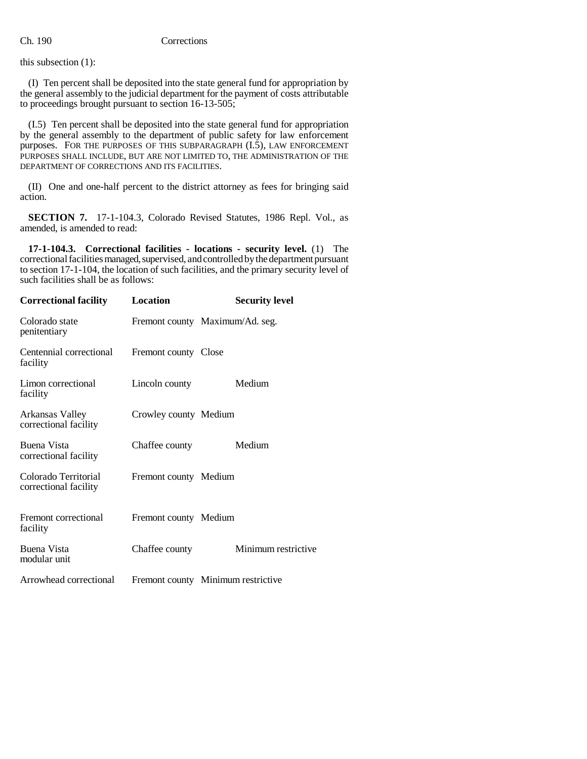this subsection (1):

(I) Ten percent shall be deposited into the state general fund for appropriation by the general assembly to the judicial department for the payment of costs attributable to proceedings brought pursuant to section 16-13-505;

(I.5) Ten percent shall be deposited into the state general fund for appropriation by the general assembly to the department of public safety for law enforcement purposes. FOR THE PURPOSES OF THIS SUBPARAGRAPH (I.5), LAW ENFORCEMENT PURPOSES SHALL INCLUDE, BUT ARE NOT LIMITED TO, THE ADMINISTRATION OF THE DEPARTMENT OF CORRECTIONS AND ITS FACILITIES.

(II) One and one-half percent to the district attorney as fees for bringing said action.

**SECTION 7.** 17-1-104.3, Colorado Revised Statutes, 1986 Repl. Vol., as amended, is amended to read:

**17-1-104.3. Correctional facilities - locations - security level.** (1) The correctional facilities managed, supervised, and controlled by the department pursuant to section 17-1-104, the location of such facilities, and the primary security level of such facilities shall be as follows:

| Correctional facility | Location | Security level |
|---|---|---|
| Colorado state penitentiary | Fremont county | Maximum/Ad. seg. |
| Centennial correctional facility | Fremont county | Close |
| Limon correctional facility | Lincoln county | Medium |
| Arkansas Valley correctional facility | Crowley county | Medium |
| Buena Vista correctional facility | Chaffee county | Medium |
| Colorado Territorial correctional facility | Fremont county | Medium |
| Fremont correctional facility | Fremont county | Medium |
| Buena Vista modular unit | Chaffee county | Minimum restrictive |
| Arrowhead correctional | Fremont county | Minimum restrictive |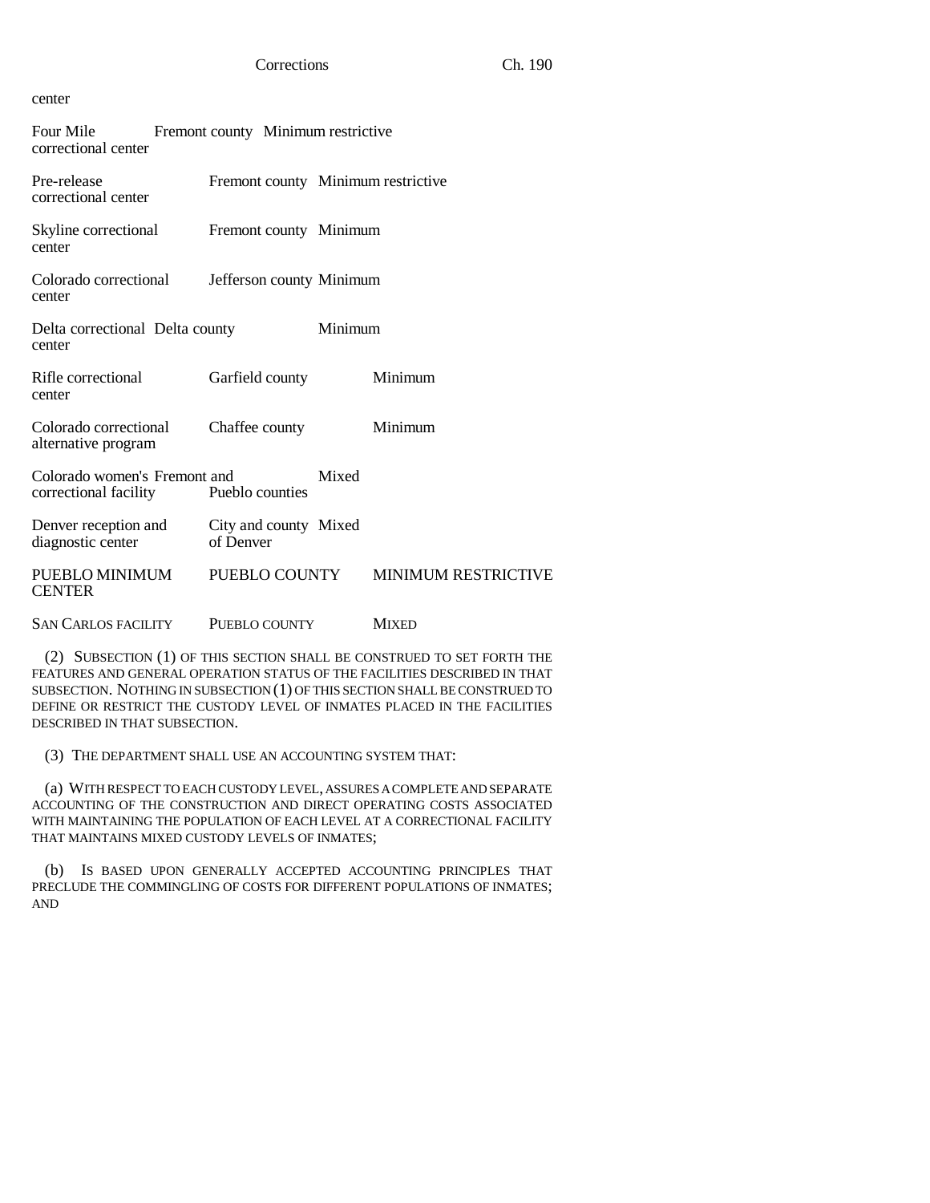center

| | | |
|---|---|---|
| Four Mile correctional center | Fremont county | Minimum restrictive |
| Pre-release correctional center | Fremont county | Minimum restrictive |
| Skyline correctional center | Fremont county | Minimum |
| Colorado correctional center | Jefferson county | Minimum |
| Delta correctional center | Delta county | Minimum |
| Rifle correctional center | Garfield county | Minimum |
| Colorado correctional alternative program | Chaffee county | Minimum |
| Colorado women's correctional facility | Fremont and Pueblo counties | Mixed |
| Denver reception and diagnostic center | City and county of Denver | Mixed |
| PUEBLO MINIMUM CENTER | PUEBLO COUNTY | MINIMUM RESTRICTIVE |
| SAN CARLOS FACILITY | PUEBLO COUNTY | MIXED |

(2) SUBSECTION (1) OF THIS SECTION SHALL BE CONSTRUED TO SET FORTH THE FEATURES AND GENERAL OPERATION STATUS OF THE FACILITIES DESCRIBED IN THAT SUBSECTION. NOTHING IN SUBSECTION (1) OF THIS SECTION SHALL BE CONSTRUED TO DEFINE OR RESTRICT THE CUSTODY LEVEL OF INMATES PLACED IN THE FACILITIES DESCRIBED IN THAT SUBSECTION.

(3) THE DEPARTMENT SHALL USE AN ACCOUNTING SYSTEM THAT:

(a) WITH RESPECT TO EACH CUSTODY LEVEL, ASSURES A COMPLETE AND SEPARATE ACCOUNTING OF THE CONSTRUCTION AND DIRECT OPERATING COSTS ASSOCIATED WITH MAINTAINING THE POPULATION OF EACH LEVEL AT A CORRECTIONAL FACILITY THAT MAINTAINS MIXED CUSTODY LEVELS OF INMATES;

(b) IS BASED UPON GENERALLY ACCEPTED ACCOUNTING PRINCIPLES THAT PRECLUDE THE COMMINGLING OF COSTS FOR DIFFERENT POPULATIONS OF INMATES; AND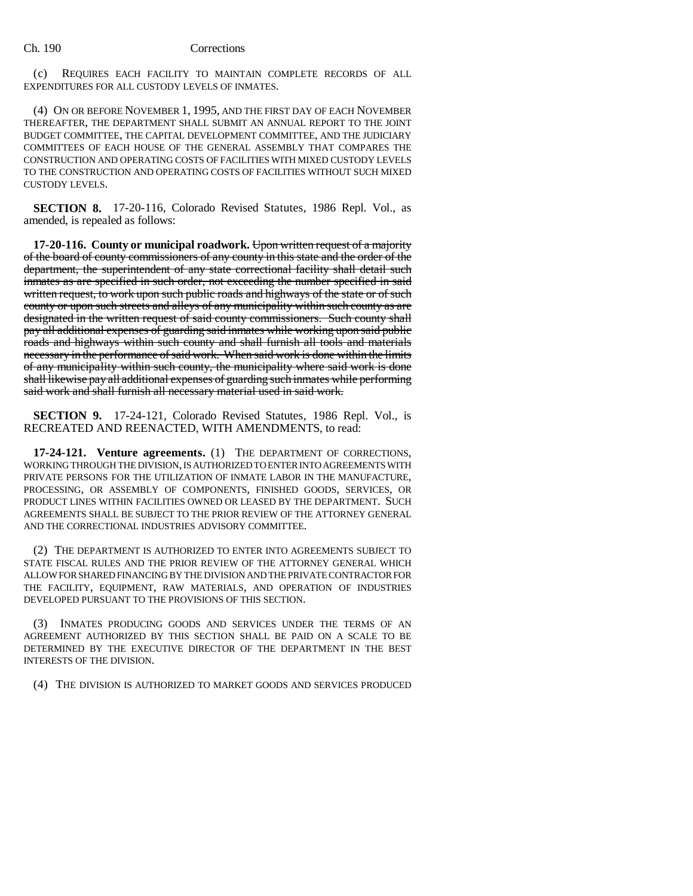(c) REQUIRES EACH FACILITY TO MAINTAIN COMPLETE RECORDS OF ALL EXPENDITURES FOR ALL CUSTODY LEVELS OF INMATES.

(4) ON OR BEFORE NOVEMBER 1, 1995, AND THE FIRST DAY OF EACH NOVEMBER THEREAFTER, THE DEPARTMENT SHALL SUBMIT AN ANNUAL REPORT TO THE JOINT BUDGET COMMITTEE, THE CAPITAL DEVELOPMENT COMMITTEE, AND THE JUDICIARY COMMITTEES OF EACH HOUSE OF THE GENERAL ASSEMBLY THAT COMPARES THE CONSTRUCTION AND OPERATING COSTS OF FACILITIES WITH MIXED CUSTODY LEVELS TO THE CONSTRUCTION AND OPERATING COSTS OF FACILITIES WITHOUT SUCH MIXED CUSTODY LEVELS.

**SECTION 8.** 17-20-116, Colorado Revised Statutes, 1986 Repl. Vol., as amended, is repealed as follows:

**17-20-116. County or municipal roadwork.** ~~Upon written request of a majority of the board of county commissioners of any county in this state and the order of the department, the superintendent of any state correctional facility shall detail such inmates as are specified in such order, not exceeding the number specified in said written request, to work upon such public roads and highways of the state or of such county or upon such streets and alleys of any municipality within such county as are designated in the written request of said county commissioners. Such county shall pay all additional expenses of guarding said inmates while working upon said public roads and highways within such county and shall furnish all tools and materials necessary in the performance of said work. When said work is done within the limits of any municipality within such county, the municipality where said work is done shall likewise pay all additional expenses of guarding such inmates while performing said work and shall furnish all necessary material used in said work.~~

**SECTION 9.** 17-24-121, Colorado Revised Statutes, 1986 Repl. Vol., is RECREATED AND REENACTED, WITH AMENDMENTS, to read:

**17-24-121. Venture agreements.** (1) THE DEPARTMENT OF CORRECTIONS, WORKING THROUGH THE DIVISION, IS AUTHORIZED TO ENTER INTO AGREEMENTS WITH PRIVATE PERSONS FOR THE UTILIZATION OF INMATE LABOR IN THE MANUFACTURE, PROCESSING, OR ASSEMBLY OF COMPONENTS, FINISHED GOODS, SERVICES, OR PRODUCT LINES WITHIN FACILITIES OWNED OR LEASED BY THE DEPARTMENT. SUCH AGREEMENTS SHALL BE SUBJECT TO THE PRIOR REVIEW OF THE ATTORNEY GENERAL AND THE CORRECTIONAL INDUSTRIES ADVISORY COMMITTEE.

(2) THE DEPARTMENT IS AUTHORIZED TO ENTER INTO AGREEMENTS SUBJECT TO STATE FISCAL RULES AND THE PRIOR REVIEW OF THE ATTORNEY GENERAL WHICH ALLOW FOR SHARED FINANCING BY THE DIVISION AND THE PRIVATE CONTRACTOR FOR THE FACILITY, EQUIPMENT, RAW MATERIALS, AND OPERATION OF INDUSTRIES DEVELOPED PURSUANT TO THE PROVISIONS OF THIS SECTION.

(3) INMATES PRODUCING GOODS AND SERVICES UNDER THE TERMS OF AN AGREEMENT AUTHORIZED BY THIS SECTION SHALL BE PAID ON A SCALE TO BE DETERMINED BY THE EXECUTIVE DIRECTOR OF THE DEPARTMENT IN THE BEST INTERESTS OF THE DIVISION.

(4) THE DIVISION IS AUTHORIZED TO MARKET GOODS AND SERVICES PRODUCED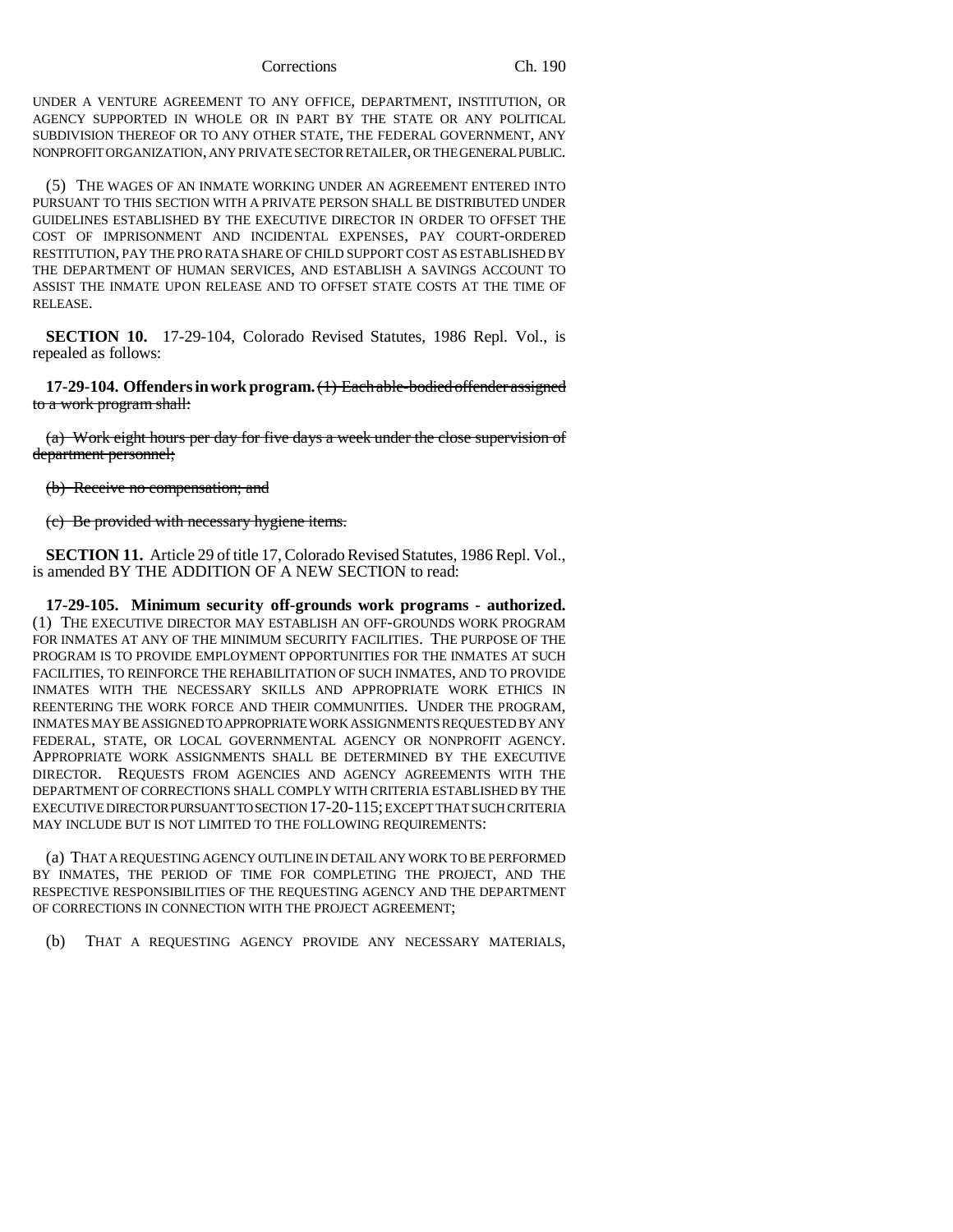UNDER A VENTURE AGREEMENT TO ANY OFFICE, DEPARTMENT, INSTITUTION, OR AGENCY SUPPORTED IN WHOLE OR IN PART BY THE STATE OR ANY POLITICAL SUBDIVISION THEREOF OR TO ANY OTHER STATE, THE FEDERAL GOVERNMENT, ANY NONPROFIT ORGANIZATION, ANY PRIVATE SECTOR RETAILER, OR THE GENERAL PUBLIC.

(5) THE WAGES OF AN INMATE WORKING UNDER AN AGREEMENT ENTERED INTO PURSUANT TO THIS SECTION WITH A PRIVATE PERSON SHALL BE DISTRIBUTED UNDER GUIDELINES ESTABLISHED BY THE EXECUTIVE DIRECTOR IN ORDER TO OFFSET THE COST OF IMPRISONMENT AND INCIDENTAL EXPENSES, PAY COURT-ORDERED RESTITUTION, PAY THE PRO RATA SHARE OF CHILD SUPPORT COST AS ESTABLISHED BY THE DEPARTMENT OF HUMAN SERVICES, AND ESTABLISH A SAVINGS ACCOUNT TO ASSIST THE INMATE UPON RELEASE AND TO OFFSET STATE COSTS AT THE TIME OF RELEASE.

**SECTION 10.** 17-29-104, Colorado Revised Statutes, 1986 Repl. Vol., is repealed as follows:

**17-29-104. Offenders in work program.** ~~(1) Each able-bodied offender assigned to a work program shall:~~

~~(a) Work eight hours per day for five days a week under the close supervision of department personnel;~~

~~(b) Receive no compensation; and~~

~~(c) Be provided with necessary hygiene items.~~

**SECTION 11.** Article 29 of title 17, Colorado Revised Statutes, 1986 Repl. Vol., is amended BY THE ADDITION OF A NEW SECTION to read:

**17-29-105. Minimum security off-grounds work programs - authorized.** (1) THE EXECUTIVE DIRECTOR MAY ESTABLISH AN OFF-GROUNDS WORK PROGRAM FOR INMATES AT ANY OF THE MINIMUM SECURITY FACILITIES. THE PURPOSE OF THE PROGRAM IS TO PROVIDE EMPLOYMENT OPPORTUNITIES FOR THE INMATES AT SUCH FACILITIES, TO REINFORCE THE REHABILITATION OF SUCH INMATES, AND TO PROVIDE INMATES WITH THE NECESSARY SKILLS AND APPROPRIATE WORK ETHICS IN REENTERING THE WORK FORCE AND THEIR COMMUNITIES. UNDER THE PROGRAM, INMATES MAY BE ASSIGNED TO APPROPRIATE WORK ASSIGNMENTS REQUESTED BY ANY FEDERAL, STATE, OR LOCAL GOVERNMENTAL AGENCY OR NONPROFIT AGENCY. APPROPRIATE WORK ASSIGNMENTS SHALL BE DETERMINED BY THE EXECUTIVE DIRECTOR. REQUESTS FROM AGENCIES AND AGENCY AGREEMENTS WITH THE DEPARTMENT OF CORRECTIONS SHALL COMPLY WITH CRITERIA ESTABLISHED BY THE EXECUTIVE DIRECTOR PURSUANT TO SECTION 17-20-115; EXCEPT THAT SUCH CRITERIA MAY INCLUDE BUT IS NOT LIMITED TO THE FOLLOWING REQUIREMENTS:

(a) THAT A REQUESTING AGENCY OUTLINE IN DETAIL ANY WORK TO BE PERFORMED BY INMATES, THE PERIOD OF TIME FOR COMPLETING THE PROJECT, AND THE RESPECTIVE RESPONSIBILITIES OF THE REQUESTING AGENCY AND THE DEPARTMENT OF CORRECTIONS IN CONNECTION WITH THE PROJECT AGREEMENT;

(b) THAT A REQUESTING AGENCY PROVIDE ANY NECESSARY MATERIALS,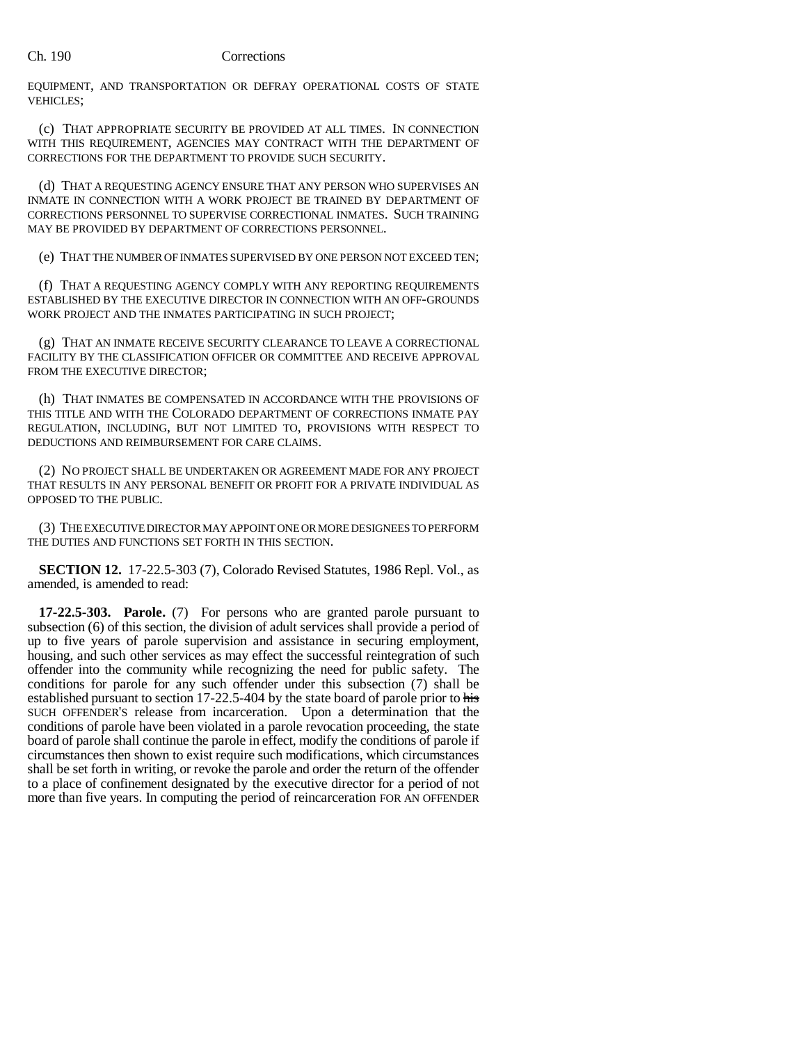EQUIPMENT, AND TRANSPORTATION OR DEFRAY OPERATIONAL COSTS OF STATE VEHICLES;

(c) THAT APPROPRIATE SECURITY BE PROVIDED AT ALL TIMES. IN CONNECTION WITH THIS REQUIREMENT, AGENCIES MAY CONTRACT WITH THE DEPARTMENT OF CORRECTIONS FOR THE DEPARTMENT TO PROVIDE SUCH SECURITY.

(d) THAT A REQUESTING AGENCY ENSURE THAT ANY PERSON WHO SUPERVISES AN INMATE IN CONNECTION WITH A WORK PROJECT BE TRAINED BY DEPARTMENT OF CORRECTIONS PERSONNEL TO SUPERVISE CORRECTIONAL INMATES. SUCH TRAINING MAY BE PROVIDED BY DEPARTMENT OF CORRECTIONS PERSONNEL.

(e) THAT THE NUMBER OF INMATES SUPERVISED BY ONE PERSON NOT EXCEED TEN;

(f) THAT A REQUESTING AGENCY COMPLY WITH ANY REPORTING REQUIREMENTS ESTABLISHED BY THE EXECUTIVE DIRECTOR IN CONNECTION WITH AN OFF-GROUNDS WORK PROJECT AND THE INMATES PARTICIPATING IN SUCH PROJECT;

(g) THAT AN INMATE RECEIVE SECURITY CLEARANCE TO LEAVE A CORRECTIONAL FACILITY BY THE CLASSIFICATION OFFICER OR COMMITTEE AND RECEIVE APPROVAL FROM THE EXECUTIVE DIRECTOR;

(h) THAT INMATES BE COMPENSATED IN ACCORDANCE WITH THE PROVISIONS OF THIS TITLE AND WITH THE COLORADO DEPARTMENT OF CORRECTIONS INMATE PAY REGULATION, INCLUDING, BUT NOT LIMITED TO, PROVISIONS WITH RESPECT TO DEDUCTIONS AND REIMBURSEMENT FOR CARE CLAIMS.

(2) NO PROJECT SHALL BE UNDERTAKEN OR AGREEMENT MADE FOR ANY PROJECT THAT RESULTS IN ANY PERSONAL BENEFIT OR PROFIT FOR A PRIVATE INDIVIDUAL AS OPPOSED TO THE PUBLIC.

(3) THE EXECUTIVE DIRECTOR MAY APPOINT ONE OR MORE DESIGNEES TO PERFORM THE DUTIES AND FUNCTIONS SET FORTH IN THIS SECTION.

**SECTION 12.** 17-22.5-303 (7), Colorado Revised Statutes, 1986 Repl. Vol., as amended, is amended to read:

**17-22.5-303. Parole.** (7) For persons who are granted parole pursuant to subsection (6) of this section, the division of adult services shall provide a period of up to five years of parole supervision and assistance in securing employment, housing, and such other services as may effect the successful reintegration of such offender into the community while recognizing the need for public safety. The conditions for parole for any such offender under this subsection (7) shall be established pursuant to section 17-22.5-404 by the state board of parole prior to ~~his~~ SUCH OFFENDER'S release from incarceration. Upon a determination that the conditions of parole have been violated in a parole revocation proceeding, the state board of parole shall continue the parole in effect, modify the conditions of parole if circumstances then shown to exist require such modifications, which circumstances shall be set forth in writing, or revoke the parole and order the return of the offender to a place of confinement designated by the executive director for a period of not more than five years. In computing the period of reincarceration FOR AN OFFENDER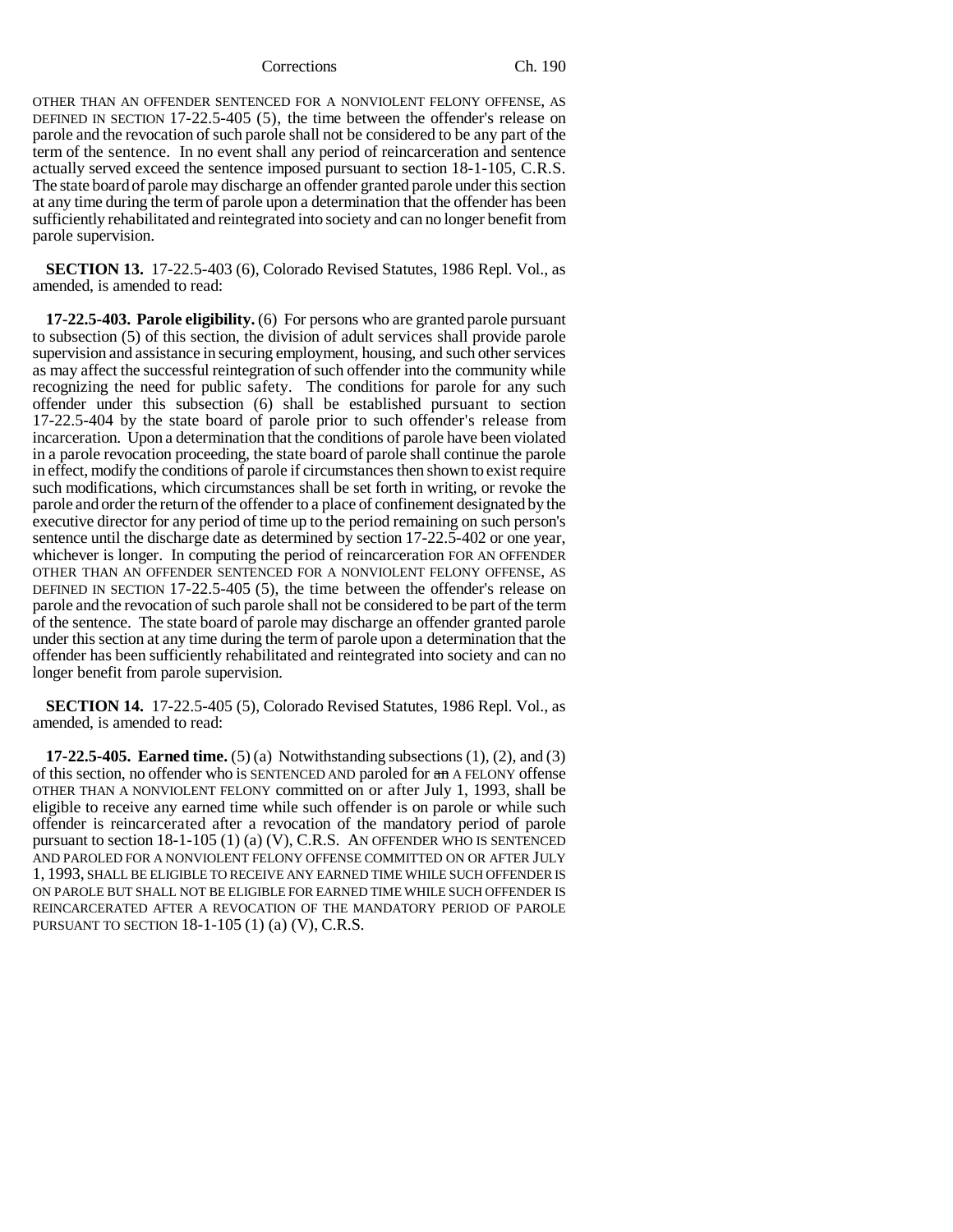OTHER THAN AN OFFENDER SENTENCED FOR A NONVIOLENT FELONY OFFENSE, AS DEFINED IN SECTION 17-22.5-405 (5), the time between the offender's release on parole and the revocation of such parole shall not be considered to be any part of the term of the sentence. In no event shall any period of reincarceration and sentence actually served exceed the sentence imposed pursuant to section 18-1-105, C.R.S. The state board of parole may discharge an offender granted parole under this section at any time during the term of parole upon a determination that the offender has been sufficiently rehabilitated and reintegrated into society and can no longer benefit from parole supervision.

**SECTION 13.** 17-22.5-403 (6), Colorado Revised Statutes, 1986 Repl. Vol., as amended, is amended to read:

**17-22.5-403. Parole eligibility.** (6) For persons who are granted parole pursuant to subsection (5) of this section, the division of adult services shall provide parole supervision and assistance in securing employment, housing, and such other services as may affect the successful reintegration of such offender into the community while recognizing the need for public safety. The conditions for parole for any such offender under this subsection (6) shall be established pursuant to section 17-22.5-404 by the state board of parole prior to such offender's release from incarceration. Upon a determination that the conditions of parole have been violated in a parole revocation proceeding, the state board of parole shall continue the parole in effect, modify the conditions of parole if circumstances then shown to exist require such modifications, which circumstances shall be set forth in writing, or revoke the parole and order the return of the offender to a place of confinement designated by the executive director for any period of time up to the period remaining on such person's sentence until the discharge date as determined by section 17-22.5-402 or one year, whichever is longer. In computing the period of reincarceration FOR AN OFFENDER OTHER THAN AN OFFENDER SENTENCED FOR A NONVIOLENT FELONY OFFENSE, AS DEFINED IN SECTION 17-22.5-405 (5), the time between the offender's release on parole and the revocation of such parole shall not be considered to be part of the term of the sentence. The state board of parole may discharge an offender granted parole under this section at any time during the term of parole upon a determination that the offender has been sufficiently rehabilitated and reintegrated into society and can no longer benefit from parole supervision.

**SECTION 14.** 17-22.5-405 (5), Colorado Revised Statutes, 1986 Repl. Vol., as amended, is amended to read:

**17-22.5-405. Earned time.** (5) (a) Notwithstanding subsections (1), (2), and (3) of this section, no offender who is SENTENCED AND paroled for ~~an~~ A FELONY offense OTHER THAN A NONVIOLENT FELONY committed on or after July 1, 1993, shall be eligible to receive any earned time while such offender is on parole or while such offender is reincarcerated after a revocation of the mandatory period of parole pursuant to section 18-1-105 (1) (a) (V), C.R.S. AN OFFENDER WHO IS SENTENCED AND PAROLED FOR A NONVIOLENT FELONY OFFENSE COMMITTED ON OR AFTER JULY 1, 1993, SHALL BE ELIGIBLE TO RECEIVE ANY EARNED TIME WHILE SUCH OFFENDER IS ON PAROLE BUT SHALL NOT BE ELIGIBLE FOR EARNED TIME WHILE SUCH OFFENDER IS REINCARCERATED AFTER A REVOCATION OF THE MANDATORY PERIOD OF PAROLE PURSUANT TO SECTION 18-1-105 (1) (a) (V), C.R.S.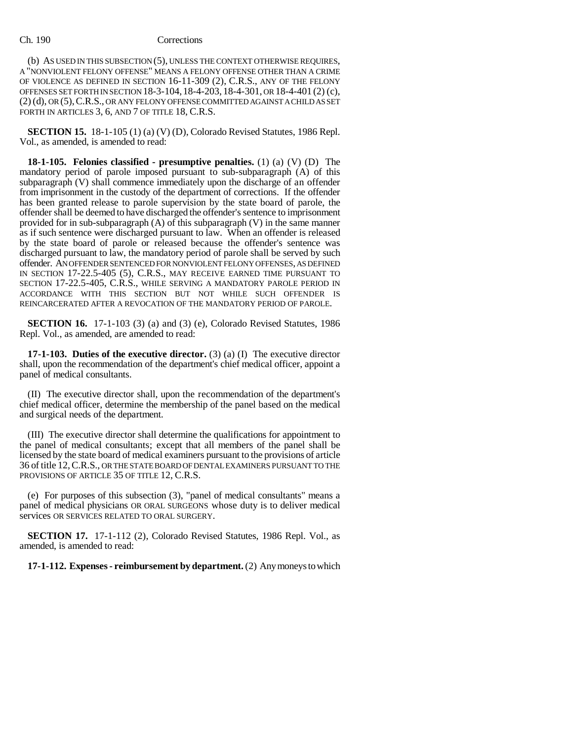(b) AS USED IN THIS SUBSECTION (5), UNLESS THE CONTEXT OTHERWISE REQUIRES, A "NONVIOLENT FELONY OFFENSE" MEANS A FELONY OFFENSE OTHER THAN A CRIME OF VIOLENCE AS DEFINED IN SECTION 16-11-309 (2), C.R.S., ANY OF THE FELONY OFFENSES SET FORTH IN SECTION 18-3-104, 18-4-203, 18-4-301, OR 18-4-401 (2) (c), (2) (d), OR (5), C.R.S., OR ANY FELONY OFFENSE COMMITTED AGAINST A CHILD AS SET FORTH IN ARTICLES 3, 6, AND 7 OF TITLE 18, C.R.S.

**SECTION 15.** 18-1-105 (1) (a) (V) (D), Colorado Revised Statutes, 1986 Repl. Vol., as amended, is amended to read:

**18-1-105. Felonies classified - presumptive penalties.** (1) (a) (V) (D) The mandatory period of parole imposed pursuant to sub-subparagraph (A) of this subparagraph (V) shall commence immediately upon the discharge of an offender from imprisonment in the custody of the department of corrections. If the offender has been granted release to parole supervision by the state board of parole, the offender shall be deemed to have discharged the offender's sentence to imprisonment provided for in sub-subparagraph (A) of this subparagraph (V) in the same manner as if such sentence were discharged pursuant to law. When an offender is released by the state board of parole or released because the offender's sentence was discharged pursuant to law, the mandatory period of parole shall be served by such offender. AN OFFENDER SENTENCED FOR NONVIOLENT FELONY OFFENSES, AS DEFINED IN SECTION 17-22.5-405 (5), C.R.S., MAY RECEIVE EARNED TIME PURSUANT TO SECTION 17-22.5-405, C.R.S., WHILE SERVING A MANDATORY PAROLE PERIOD IN ACCORDANCE WITH THIS SECTION BUT NOT WHILE SUCH OFFENDER IS REINCARCERATED AFTER A REVOCATION OF THE MANDATORY PERIOD OF PAROLE.

**SECTION 16.** 17-1-103 (3) (a) and (3) (e), Colorado Revised Statutes, 1986 Repl. Vol., as amended, are amended to read:

**17-1-103. Duties of the executive director.** (3) (a) (I) The executive director shall, upon the recommendation of the department's chief medical officer, appoint a panel of medical consultants.

(II) The executive director shall, upon the recommendation of the department's chief medical officer, determine the membership of the panel based on the medical and surgical needs of the department.

(III) The executive director shall determine the qualifications for appointment to the panel of medical consultants; except that all members of the panel shall be licensed by the state board of medical examiners pursuant to the provisions of article 36 of title 12, C.R.S., OR THE STATE BOARD OF DENTAL EXAMINERS PURSUANT TO THE PROVISIONS OF ARTICLE 35 OF TITLE 12, C.R.S.

(e) For purposes of this subsection (3), "panel of medical consultants" means a panel of medical physicians OR ORAL SURGEONS whose duty is to deliver medical services OR SERVICES RELATED TO ORAL SURGERY.

**SECTION 17.** 17-1-112 (2), Colorado Revised Statutes, 1986 Repl. Vol., as amended, is amended to read:

**17-1-112. Expenses - reimbursement by department.** (2) Any moneys to which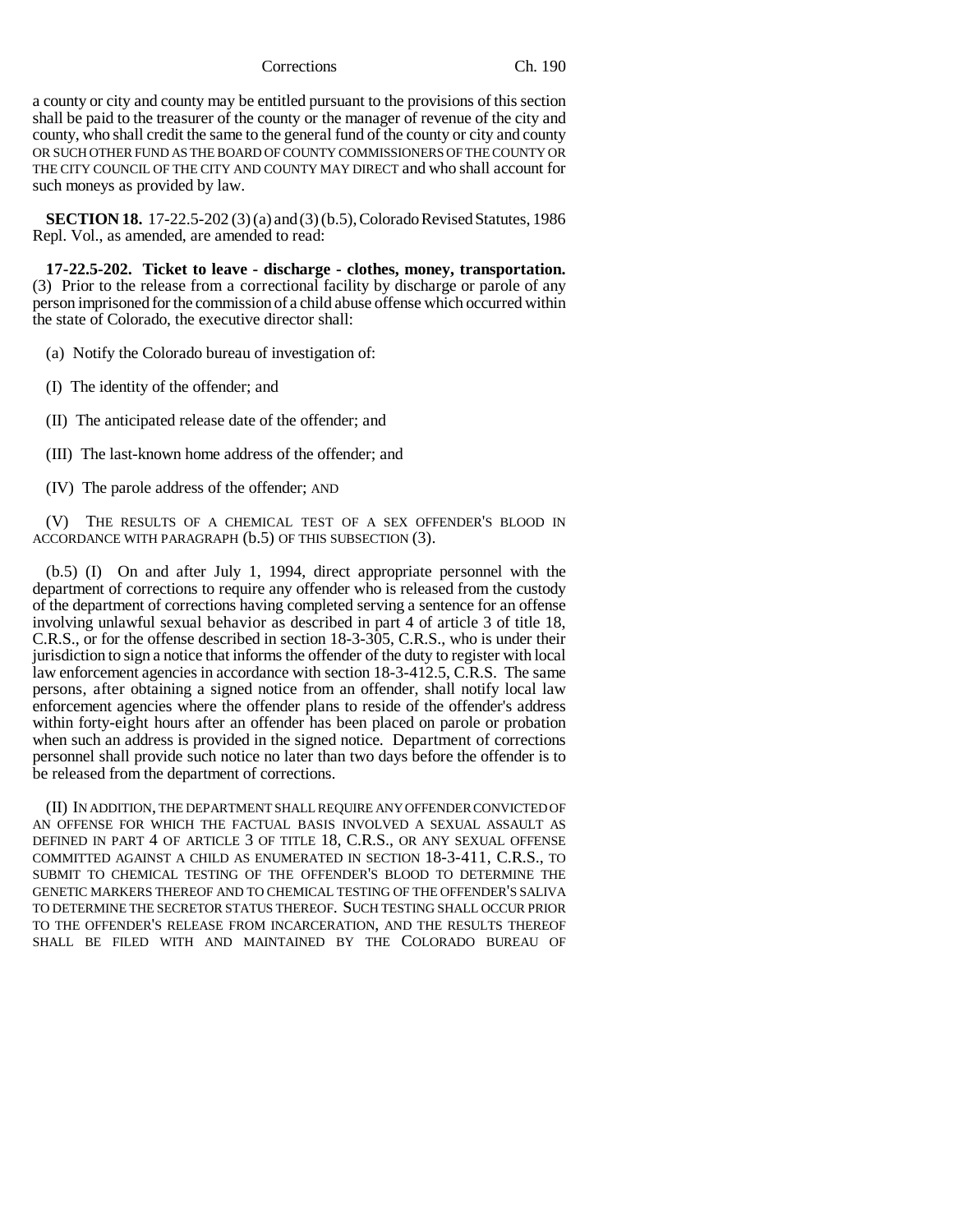a county or city and county may be entitled pursuant to the provisions of this section shall be paid to the treasurer of the county or the manager of revenue of the city and county, who shall credit the same to the general fund of the county or city and county OR SUCH OTHER FUND AS THE BOARD OF COUNTY COMMISSIONERS OF THE COUNTY OR THE CITY COUNCIL OF THE CITY AND COUNTY MAY DIRECT and who shall account for such moneys as provided by law.

**SECTION 18.** 17-22.5-202 (3) (a) and (3) (b.5), Colorado Revised Statutes, 1986 Repl. Vol., as amended, are amended to read:

**17-22.5-202. Ticket to leave - discharge - clothes, money, transportation.** (3) Prior to the release from a correctional facility by discharge or parole of any person imprisoned for the commission of a child abuse offense which occurred within the state of Colorado, the executive director shall:

(a) Notify the Colorado bureau of investigation of:

(I) The identity of the offender; and

(II) The anticipated release date of the offender; and

(III) The last-known home address of the offender; and

(IV) The parole address of the offender; AND

(V) THE RESULTS OF A CHEMICAL TEST OF A SEX OFFENDER'S BLOOD IN ACCORDANCE WITH PARAGRAPH (b.5) OF THIS SUBSECTION (3).

(b.5) (I) On and after July 1, 1994, direct appropriate personnel with the department of corrections to require any offender who is released from the custody of the department of corrections having completed serving a sentence for an offense involving unlawful sexual behavior as described in part 4 of article 3 of title 18, C.R.S., or for the offense described in section 18-3-305, C.R.S., who is under their jurisdiction to sign a notice that informs the offender of the duty to register with local law enforcement agencies in accordance with section 18-3-412.5, C.R.S. The same persons, after obtaining a signed notice from an offender, shall notify local law enforcement agencies where the offender plans to reside of the offender's address within forty-eight hours after an offender has been placed on parole or probation when such an address is provided in the signed notice. Department of corrections personnel shall provide such notice no later than two days before the offender is to be released from the department of corrections.

(II) IN ADDITION, THE DEPARTMENT SHALL REQUIRE ANY OFFENDER CONVICTED OF AN OFFENSE FOR WHICH THE FACTUAL BASIS INVOLVED A SEXUAL ASSAULT AS DEFINED IN PART 4 OF ARTICLE 3 OF TITLE 18, C.R.S., OR ANY SEXUAL OFFENSE COMMITTED AGAINST A CHILD AS ENUMERATED IN SECTION 18-3-411, C.R.S., TO SUBMIT TO CHEMICAL TESTING OF THE OFFENDER'S BLOOD TO DETERMINE THE GENETIC MARKERS THEREOF AND TO CHEMICAL TESTING OF THE OFFENDER'S SALIVA TO DETERMINE THE SECRETOR STATUS THEREOF. SUCH TESTING SHALL OCCUR PRIOR TO THE OFFENDER'S RELEASE FROM INCARCERATION, AND THE RESULTS THEREOF SHALL BE FILED WITH AND MAINTAINED BY THE COLORADO BUREAU OF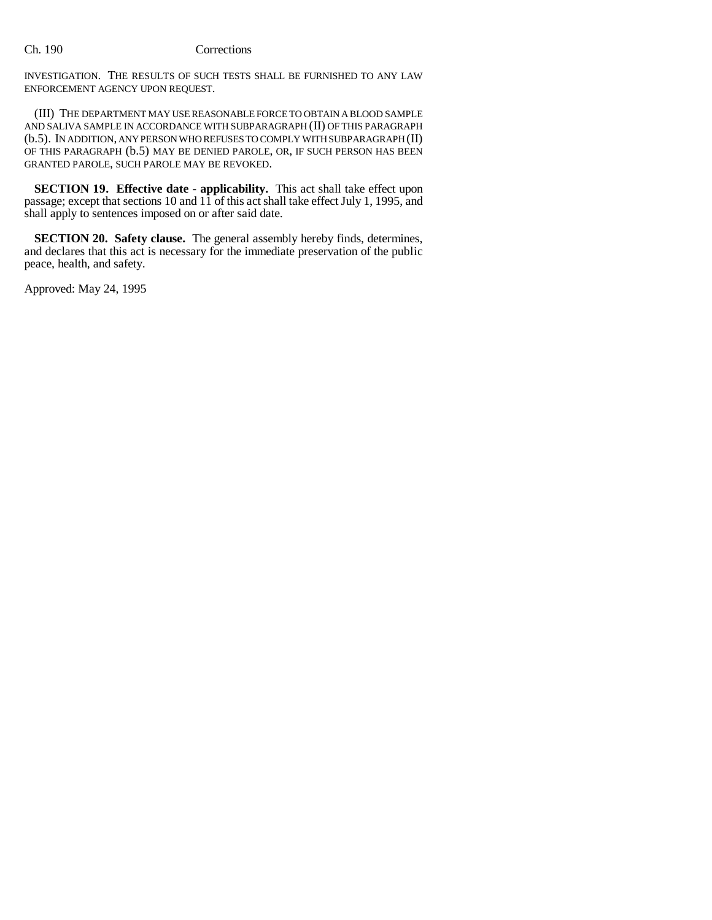INVESTIGATION. THE RESULTS OF SUCH TESTS SHALL BE FURNISHED TO ANY LAW ENFORCEMENT AGENCY UPON REQUEST.

(III) THE DEPARTMENT MAY USE REASONABLE FORCE TO OBTAIN A BLOOD SAMPLE AND SALIVA SAMPLE IN ACCORDANCE WITH SUBPARAGRAPH (II) OF THIS PARAGRAPH (b.5). IN ADDITION, ANY PERSON WHO REFUSES TO COMPLY WITH SUBPARAGRAPH (II) OF THIS PARAGRAPH (b.5) MAY BE DENIED PAROLE, OR, IF SUCH PERSON HAS BEEN GRANTED PAROLE, SUCH PAROLE MAY BE REVOKED.

**SECTION 19. Effective date - applicability.** This act shall take effect upon passage; except that sections 10 and 11 of this act shall take effect July 1, 1995, and shall apply to sentences imposed on or after said date.

**SECTION 20. Safety clause.** The general assembly hereby finds, determines, and declares that this act is necessary for the immediate preservation of the public peace, health, and safety.

Approved: May 24, 1995